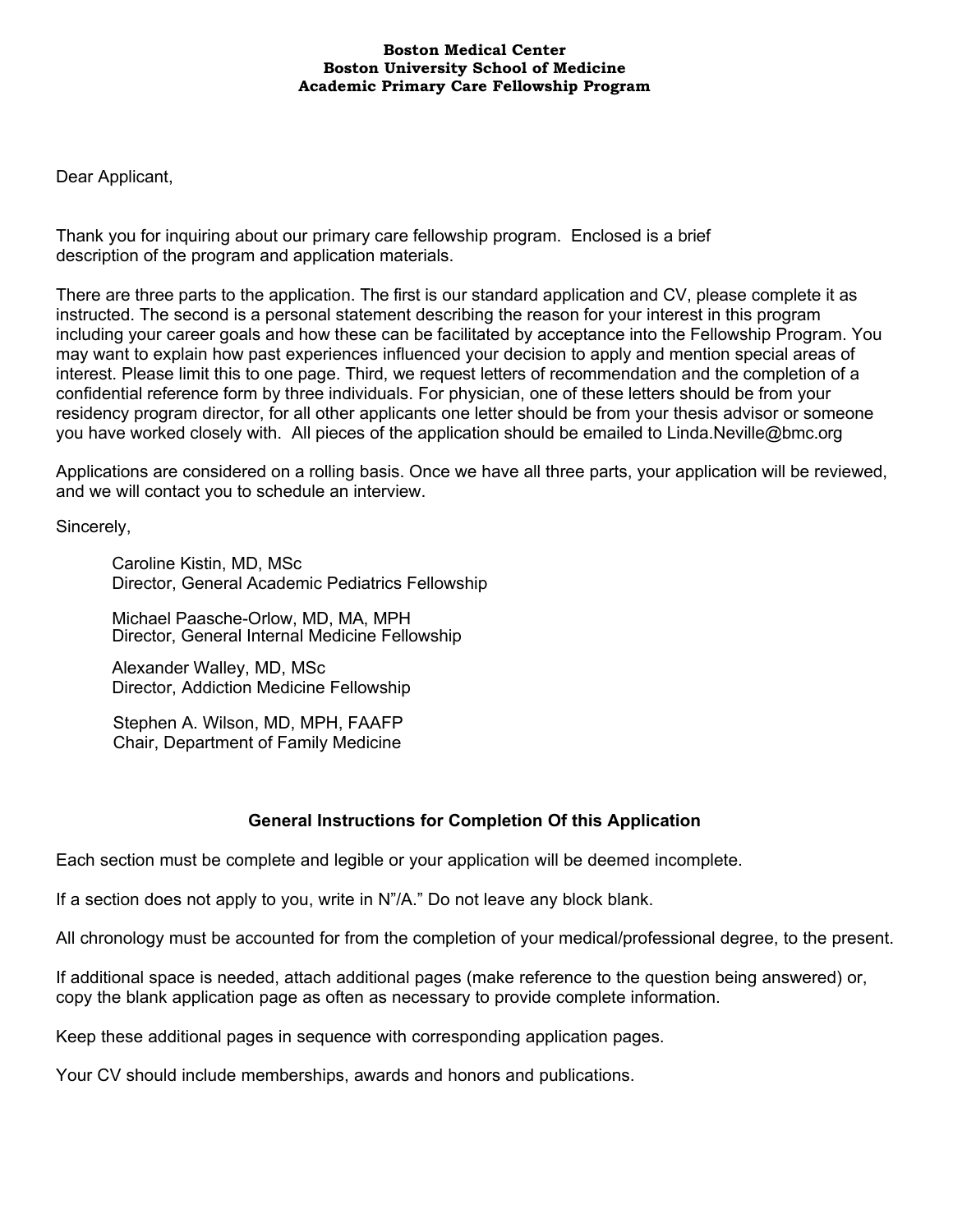**Boston Medical Center**
**Boston University School of Medicine**
**Academic Primary Care Fellowship Program**

Dear Applicant,

Thank you for inquiring about our primary care fellowship program. Enclosed is a brief description of the program and application materials.

There are three parts to the application. The first is our standard application and CV, please complete it as instructed. The second is a personal statement describing the reason for your interest in this program including your career goals and how these can be facilitated by acceptance into the Fellowship Program. You may want to explain how past experiences influenced your decision to apply and mention special areas of interest. Please limit this to one page. Third, we request letters of recommendation and the completion of a confidential reference form by three individuals. For physician, one of these letters should be from your residency program director, for all other applicants one letter should be from your thesis advisor or someone you have worked closely with. All pieces of the application should be emailed to Linda.Neville@bmc.org

Applications are considered on a rolling basis. Once we have all three parts, your application will be reviewed, and we will contact you to schedule an interview.

Sincerely,

Caroline Kistin, MD, MSc
Director, General Academic Pediatrics Fellowship

Michael Paasche-Orlow, MD, MA, MPH
Director, General Internal Medicine Fellowship

Alexander Walley, MD, MSc
Director, Addiction Medicine Fellowship

Stephen A. Wilson, MD, MPH, FAAFP
Chair, Department of Family Medicine

## General Instructions for Completion Of this Application

Each section must be complete and legible or your application will be deemed incomplete.

If a section does not apply to you, write in N"/A." Do not leave any block blank.

All chronology must be accounted for from the completion of your medical/professional degree, to the present.

If additional space is needed, attach additional pages (make reference to the question being answered) or, copy the blank application page as often as necessary to provide complete information.

Keep these additional pages in sequence with corresponding application pages.

Your CV should include memberships, awards and honors and publications.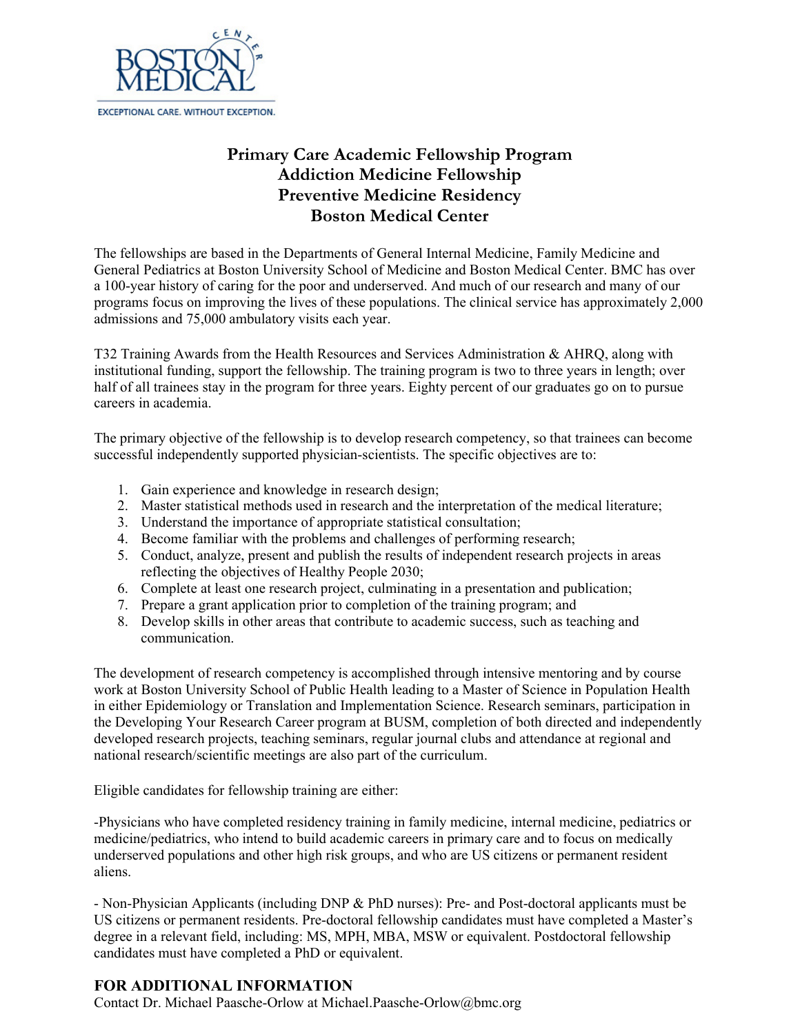BOSTON MEDICAL CENTER

EXCEPTIONAL CARE. WITHOUT EXCEPTION.

# Primary Care Academic Fellowship Program
# Addiction Medicine Fellowship
# Preventive Medicine Residency
# Boston Medical Center

The fellowships are based in the Departments of General Internal Medicine, Family Medicine and General Pediatrics at Boston University School of Medicine and Boston Medical Center. BMC has over a 100-year history of caring for the poor and underserved. And much of our research and many of our programs focus on improving the lives of these populations. The clinical service has approximately 2,000 admissions and 75,000 ambulatory visits each year.

T32 Training Awards from the Health Resources and Services Administration & AHRQ, along with institutional funding, support the fellowship. The training program is two to three years in length; over half of all trainees stay in the program for three years. Eighty percent of our graduates go on to pursue careers in academia.

The primary objective of the fellowship is to develop research competency, so that trainees can become successful independently supported physician-scientists. The specific objectives are to:

1. Gain experience and knowledge in research design;
2. Master statistical methods used in research and the interpretation of the medical literature;
3. Understand the importance of appropriate statistical consultation;
4. Become familiar with the problems and challenges of performing research;
5. Conduct, analyze, present and publish the results of independent research projects in areas reflecting the objectives of Healthy People 2030;
6. Complete at least one research project, culminating in a presentation and publication;
7. Prepare a grant application prior to completion of the training program; and
8. Develop skills in other areas that contribute to academic success, such as teaching and communication.

The development of research competency is accomplished through intensive mentoring and by course work at Boston University School of Public Health leading to a Master of Science in Population Health in either Epidemiology or Translation and Implementation Science. Research seminars, participation in the Developing Your Research Career program at BUSM, completion of both directed and independently developed research projects, teaching seminars, regular journal clubs and attendance at regional and national research/scientific meetings are also part of the curriculum.

Eligible candidates for fellowship training are either:

-Physicians who have completed residency training in family medicine, internal medicine, pediatrics or medicine/pediatrics, who intend to build academic careers in primary care and to focus on medically underserved populations and other high risk groups, and who are US citizens or permanent resident aliens.

- Non-Physician Applicants (including DNP & PhD nurses): Pre- and Post-doctoral applicants must be US citizens or permanent residents. Pre-doctoral fellowship candidates must have completed a Master's degree in a relevant field, including: MS, MPH, MBA, MSW or equivalent. Postdoctoral fellowship candidates must have completed a PhD or equivalent.

## FOR ADDITIONAL INFORMATION

Contact Dr. Michael Paasche-Orlow at Michael.Paasche-Orlow@bmc.org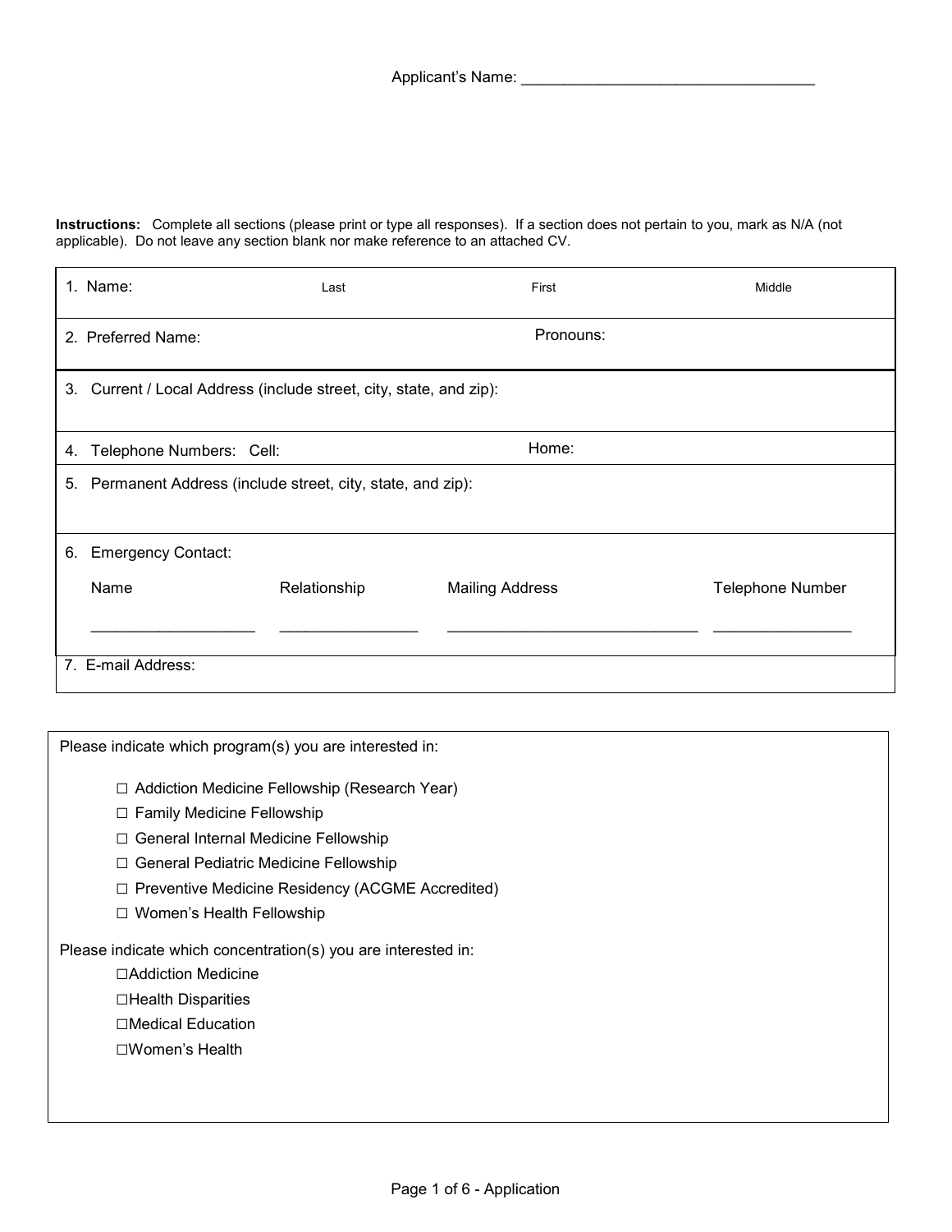Applicant's Name: ___________________________________

**Instructions:** Complete all sections (please print or type all responses). If a section does not pertain to you, mark as N/A (not applicable). Do not leave any section blank nor make reference to an attached CV.

| | | | |
|---|---|---|---|
| 1. Name: Last | First | | Middle |
| 2. Preferred Name: | Pronouns: | | |
| 3. Current / Local Address (include street, city, state, and zip): | | | |
| 4. Telephone Numbers: Cell: | Home: | | |
| 5. Permanent Address (include street, city, state, and zip): | | | |
| 6. Emergency Contact: | | | |
| Name ___________________ | Relationship ________________ | Mailing Address _____________________________ | Telephone Number ________________ |
| 7. E-mail Address: | | | |

Please indicate which program(s) you are interested in:

- ☐ Addiction Medicine Fellowship (Research Year)
- ☐ Family Medicine Fellowship
- ☐ General Internal Medicine Fellowship
- ☐ General Pediatric Medicine Fellowship
- ☐ Preventive Medicine Residency (ACGME Accredited)
- ☐ Women's Health Fellowship

Please indicate which concentration(s) you are interested in:

- ☐Addiction Medicine
- ☐Health Disparities
- ☐Medical Education
- ☐Women's Health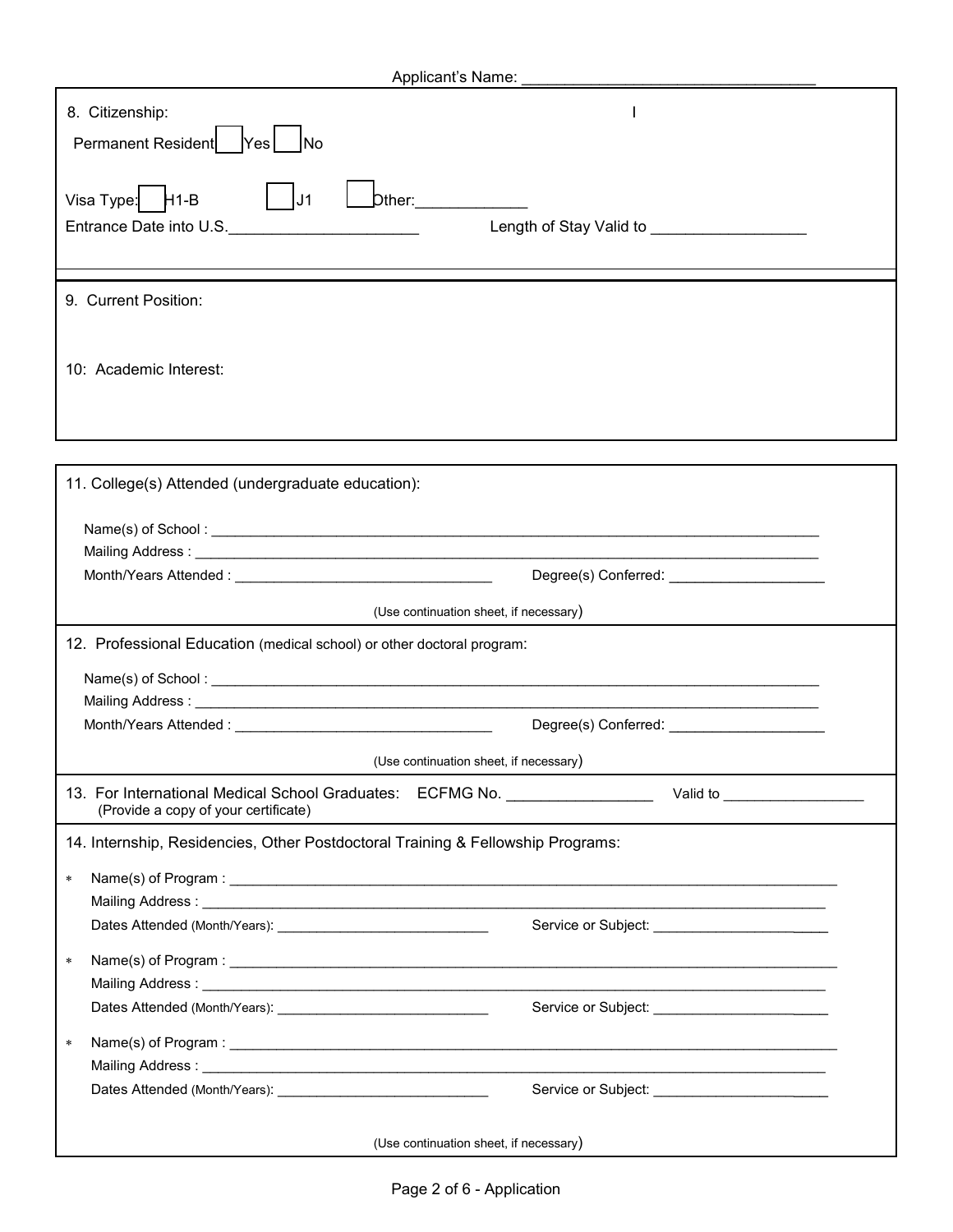Applicant's Name: ___________________________________

8. Citizenship:

Permanent Resident ☐ Yes ☐ No

Visa Type: ☐ H1-B ☐ J1 ☐ Other:_____________

Entrance Date into U.S.______________________ Length of Stay Valid to __________________

9. Current Position:

10: Academic Interest:

11. College(s) Attended (undergraduate education):

Name(s) of School : ___________________________________________________________________________

Mailing Address : _____________________________________________________________________________

Month/Years Attended : _________________________________ Degree(s) Conferred: ___________________

(Use continuation sheet, if necessary)

12. Professional Education (medical school) or other doctoral program:

Name(s) of School : ___________________________________________________________________________

Mailing Address : _____________________________________________________________________________

Month/Years Attended : _________________________________ Degree(s) Conferred: ___________________

(Use continuation sheet, if necessary)

13. For International Medical School Graduates: ECFMG No. _________________ Valid to _________________
(Provide a copy of your certificate)

14. Internship, Residencies, Other Postdoctoral Training & Fellowship Programs:

* Name(s) of Program : ________________________________________________________________________
  Mailing Address : ____________________________________________________________________________
  Dates Attended (Month/Years): ___________________________ Service or Subject: _______________________

* Name(s) of Program : ________________________________________________________________________
  Mailing Address : ____________________________________________________________________________
  Dates Attended (Month/Years): ___________________________ Service or Subject: _______________________

* Name(s) of Program : ________________________________________________________________________
  Mailing Address : ____________________________________________________________________________
  Dates Attended (Month/Years): ___________________________ Service or Subject: _______________________

(Use continuation sheet, if necessary)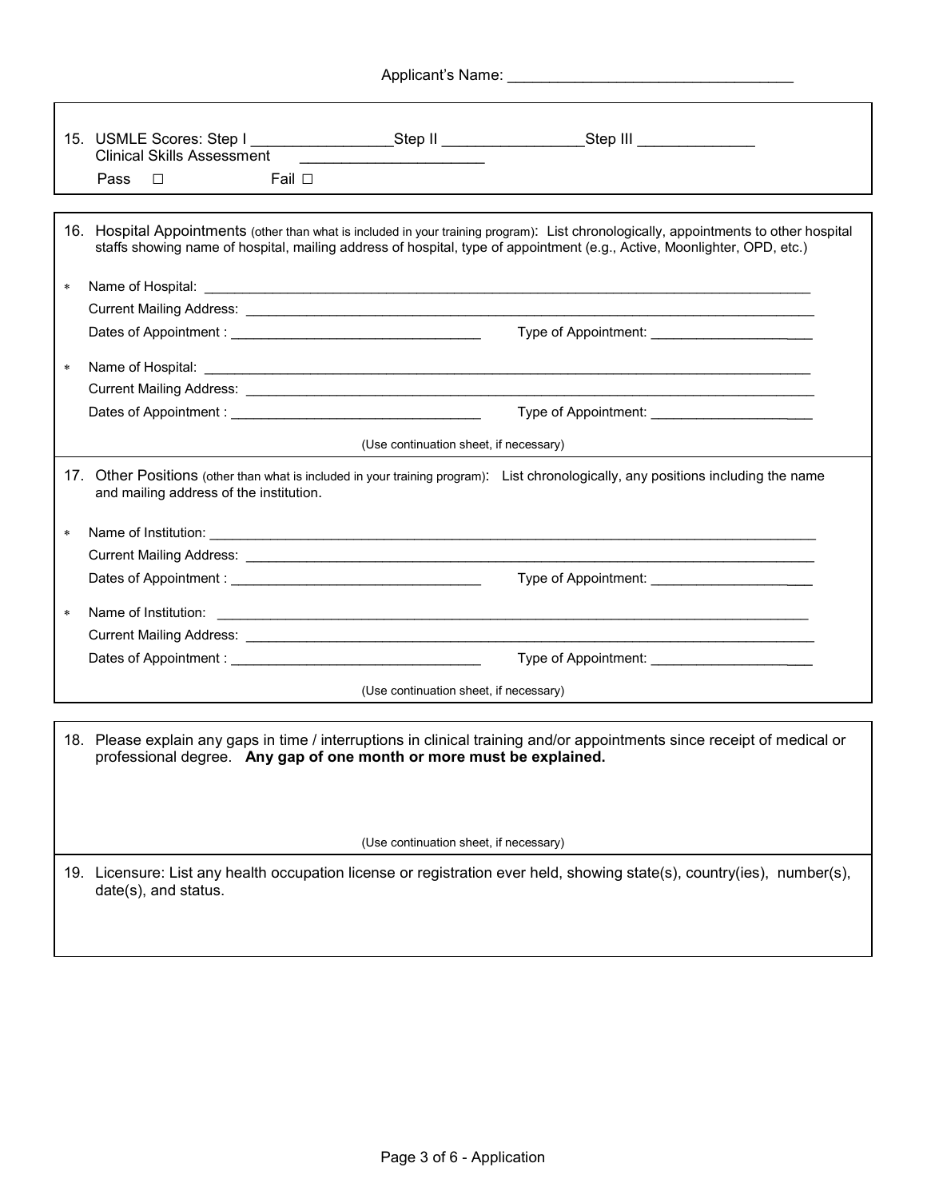Applicant's Name: ___________________________________

15. USMLE Scores: Step I _________________Step II _________________Step III ______________
    Clinical Skills Assessment _____________________
    Pass ☐ Fail ☐

16. Hospital Appointments (other than what is included in your training program): List chronologically, appointments to other hospital staffs showing name of hospital, mailing address of hospital, type of appointment (e.g., Active, Moonlighter, OPD, etc.)

* Name of Hospital: ___________________________________________________________________________
  Current Mailing Address: ______________________________________________________________________
  Dates of Appointment : _________________________________ Type of Appointment: _________________________

* Name of Hospital: ___________________________________________________________________________
  Current Mailing Address: ______________________________________________________________________
  Dates of Appointment : _________________________________ Type of Appointment: _________________________

(Use continuation sheet, if necessary)

17. Other Positions (other than what is included in your training program): List chronologically, any positions including the name and mailing address of the institution.

* Name of Institution: _________________________________________________________________________
  Current Mailing Address: ______________________________________________________________________
  Dates of Appointment : _________________________________ Type of Appointment: _________________________

* Name of Institution: _________________________________________________________________________
  Current Mailing Address: ______________________________________________________________________
  Dates of Appointment : _________________________________ Type of Appointment: _________________________

(Use continuation sheet, if necessary)

18. Please explain any gaps in time / interruptions in clinical training and/or appointments since receipt of medical or professional degree. **Any gap of one month or more must be explained.**

(Use continuation sheet, if necessary)

19. Licensure: List any health occupation license or registration ever held, showing state(s), country(ies), number(s), date(s), and status.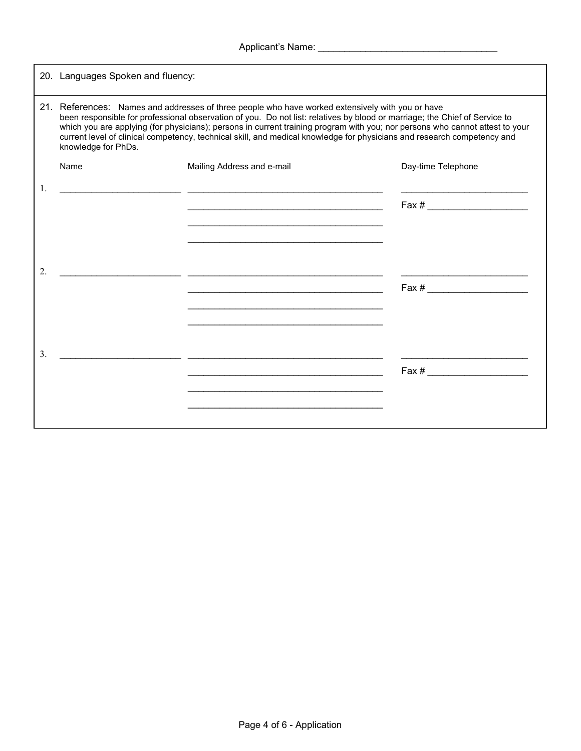Applicant's Name: ______________________________

20. Languages Spoken and fluency:

21. References: Names and addresses of three people who have worked extensively with you or have been responsible for professional observation of you. Do not list: relatives by blood or marriage; the Chief of Service to which you are applying (for physicians); persons in current training program with you; nor persons who cannot attest to your current level of clinical competency, technical skill, and medical knowledge for physicians and research competency and knowledge for PhDs.

| | Name | Mailing Address and e-mail | Day-time Telephone |
|---|---|---|---|
| 1. | ____________________ | ________________________________ | ____________________ |
| | | ________________________________ | Fax # ______________ |
| | | ________________________________ | |
| | | ________________________________ | |
| 2. | ____________________ | ________________________________ | ____________________ |
| | | ________________________________ | Fax # ______________ |
| | | ________________________________ | |
| | | ________________________________ | |
| 3. | ____________________ | ________________________________ | ____________________ |
| | | ________________________________ | Fax # ______________ |
| | | ________________________________ | |
| | | ________________________________ | |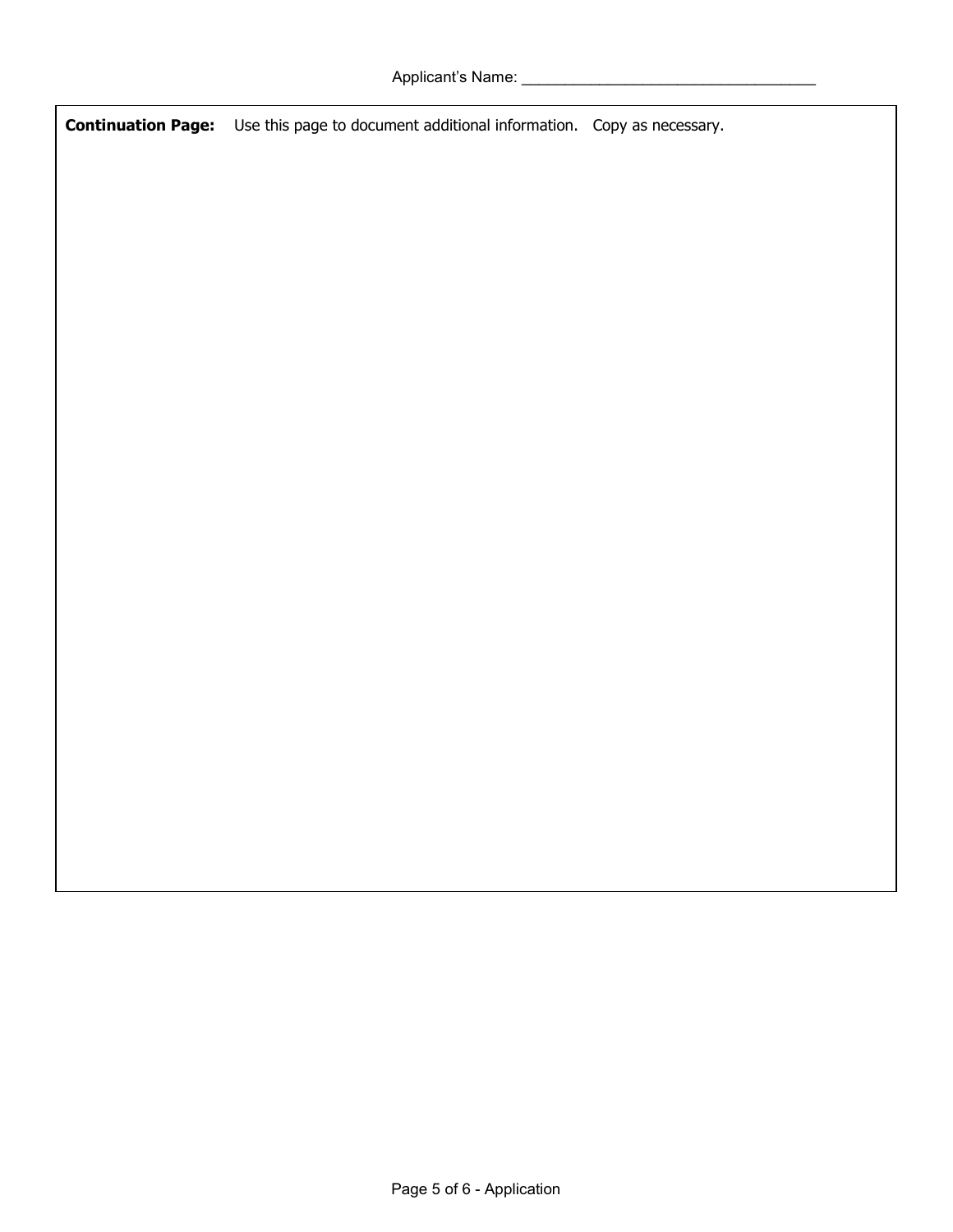Applicant's Name: ___________________________________

**Continuation Page:** Use this page to document additional information. Copy as necessary.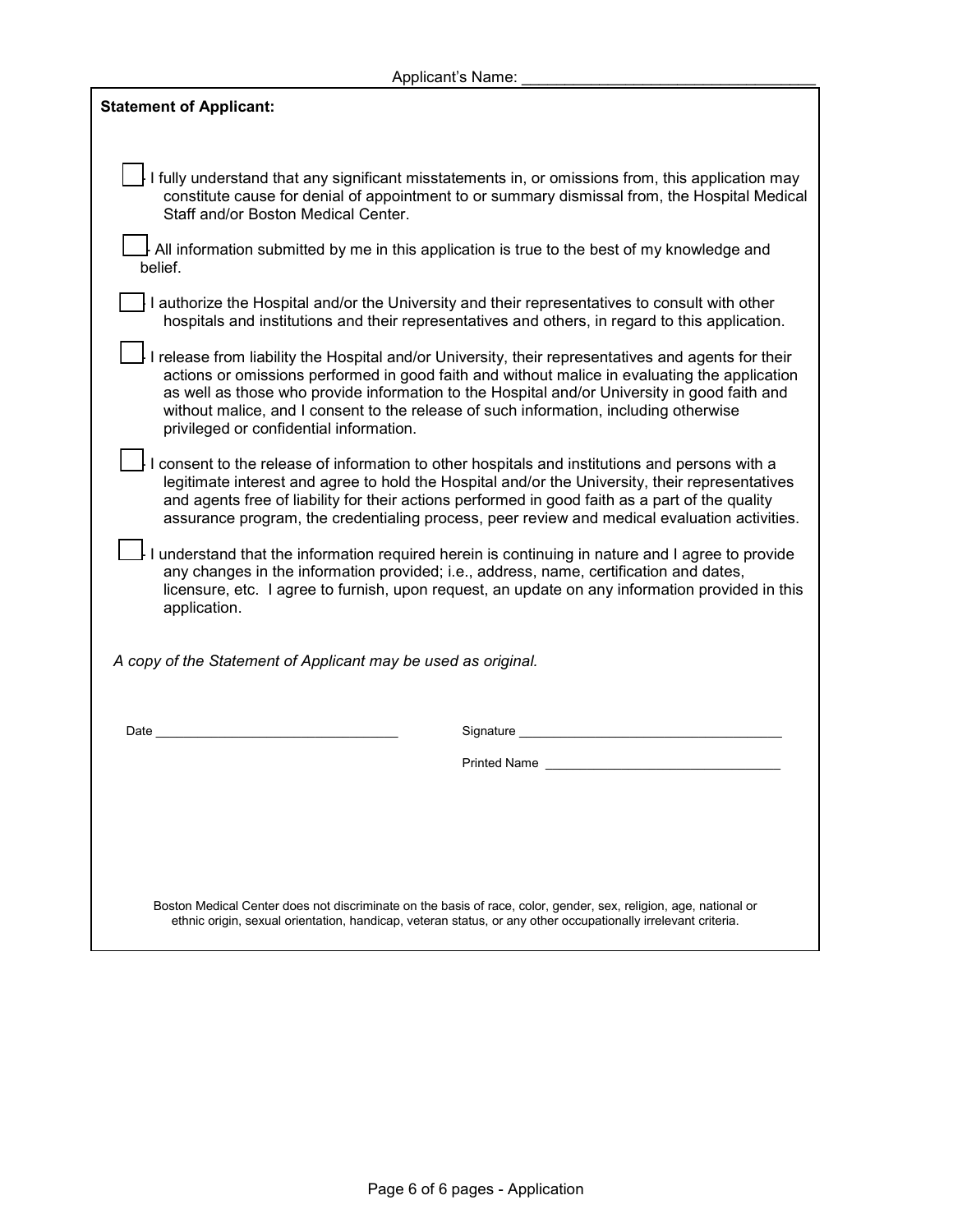Applicant's Name: ___________________________________

**Statement of Applicant:**

- [ ] I fully understand that any significant misstatements in, or omissions from, this application may constitute cause for denial of appointment to or summary dismissal from, the Hospital Medical Staff and/or Boston Medical Center.
- [ ] All information submitted by me in this application is true to the best of my knowledge and belief.
- [ ] I authorize the Hospital and/or the University and their representatives to consult with other hospitals and institutions and their representatives and others, in regard to this application.
- [ ] I release from liability the Hospital and/or University, their representatives and agents for their actions or omissions performed in good faith and without malice in evaluating the application as well as those who provide information to the Hospital and/or University in good faith and without malice, and I consent to the release of such information, including otherwise privileged or confidential information.
- [ ] I consent to the release of information to other hospitals and institutions and persons with a legitimate interest and agree to hold the Hospital and/or the University, their representatives and agents free of liability for their actions performed in good faith as a part of the quality assurance program, the credentialing process, peer review and medical evaluation activities.
- [ ] I understand that the information required herein is continuing in nature and I agree to provide any changes in the information provided; i.e., address, name, certification and dates, licensure, etc. I agree to furnish, upon request, an update on any information provided in this application.

*A copy of the Statement of Applicant may be used as original.*

Date _________________________________

Signature _____________________________________

Printed Name ________________________________

Boston Medical Center does not discriminate on the basis of race, color, gender, sex, religion, age, national or ethnic origin, sexual orientation, handicap, veteran status, or any other occupationally irrelevant criteria.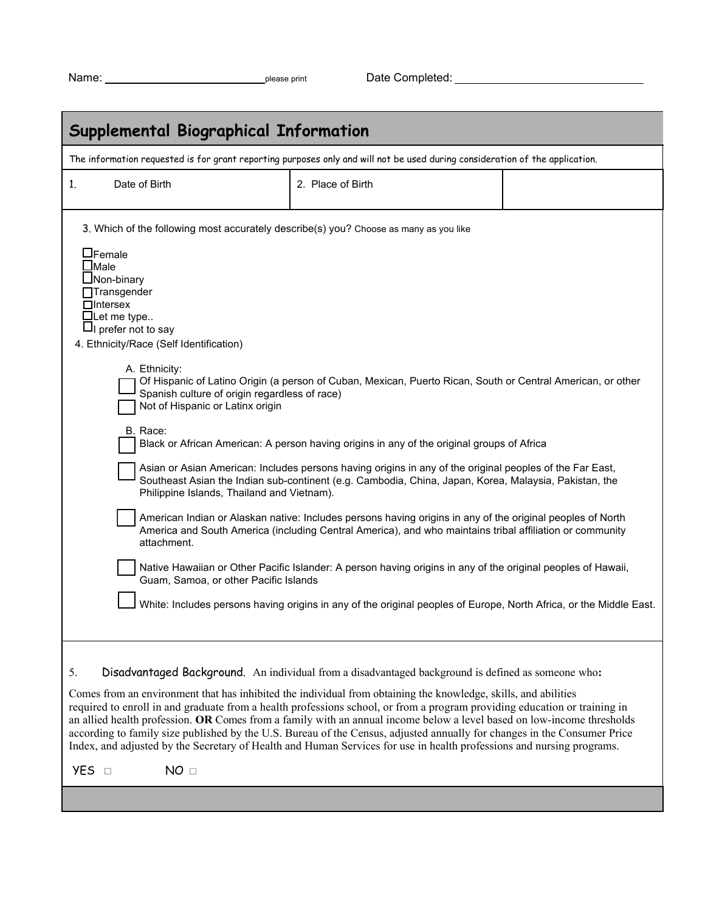Name: ____________________ please print    Date Completed: ____________________

## Supplemental Biographical Information

The information requested is for grant reporting purposes only and will not be used during consideration of the application.

| 1. Date of Birth | 2. Place of Birth | |
|---|---|---|

3. Which of the following most accurately describe(s) you? Choose as many as you like

- ☐ Female
- ☐ Male
- ☐ Non-binary
- ☐ Transgender
- ☐ Intersex
- ☐ Let me type..
- ☐ I prefer not to say

4. Ethnicity/Race (Self Identification)

A. Ethnicity:

- ☐ Of Hispanic of Latino Origin (a person of Cuban, Mexican, Puerto Rican, South or Central American, or other Spanish culture of origin regardless of race)
- ☐ Not of Hispanic or Latinx origin

B. Race:

- ☐ Black or African American: A person having origins in any of the original groups of Africa
- ☐ Asian or Asian American: Includes persons having origins in any of the original peoples of the Far East, Southeast Asian the Indian sub-continent (e.g. Cambodia, China, Japan, Korea, Malaysia, Pakistan, the Philippine Islands, Thailand and Vietnam).
- ☐ American Indian or Alaskan native: Includes persons having origins in any of the original peoples of North America and South America (including Central America), and who maintains tribal affiliation or community attachment.
- ☐ Native Hawaiian or Other Pacific Islander: A person having origins in any of the original peoples of Hawaii, Guam, Samoa, or other Pacific Islands
- ☐ White: Includes persons having origins in any of the original peoples of Europe, North Africa, or the Middle East.

5. Disadvantaged Background. An individual from a disadvantaged background is defined as someone who**:**

Comes from an environment that has inhibited the individual from obtaining the knowledge, skills, and abilities required to enroll in and graduate from a health professions school, or from a program providing education or training in an allied health profession. **OR** Comes from a family with an annual income below a level based on low-income thresholds according to family size published by the U.S. Bureau of the Census, adjusted annually for changes in the Consumer Price Index, and adjusted by the Secretary of Health and Human Services for use in health professions and nursing programs.

YES ☐    NO ☐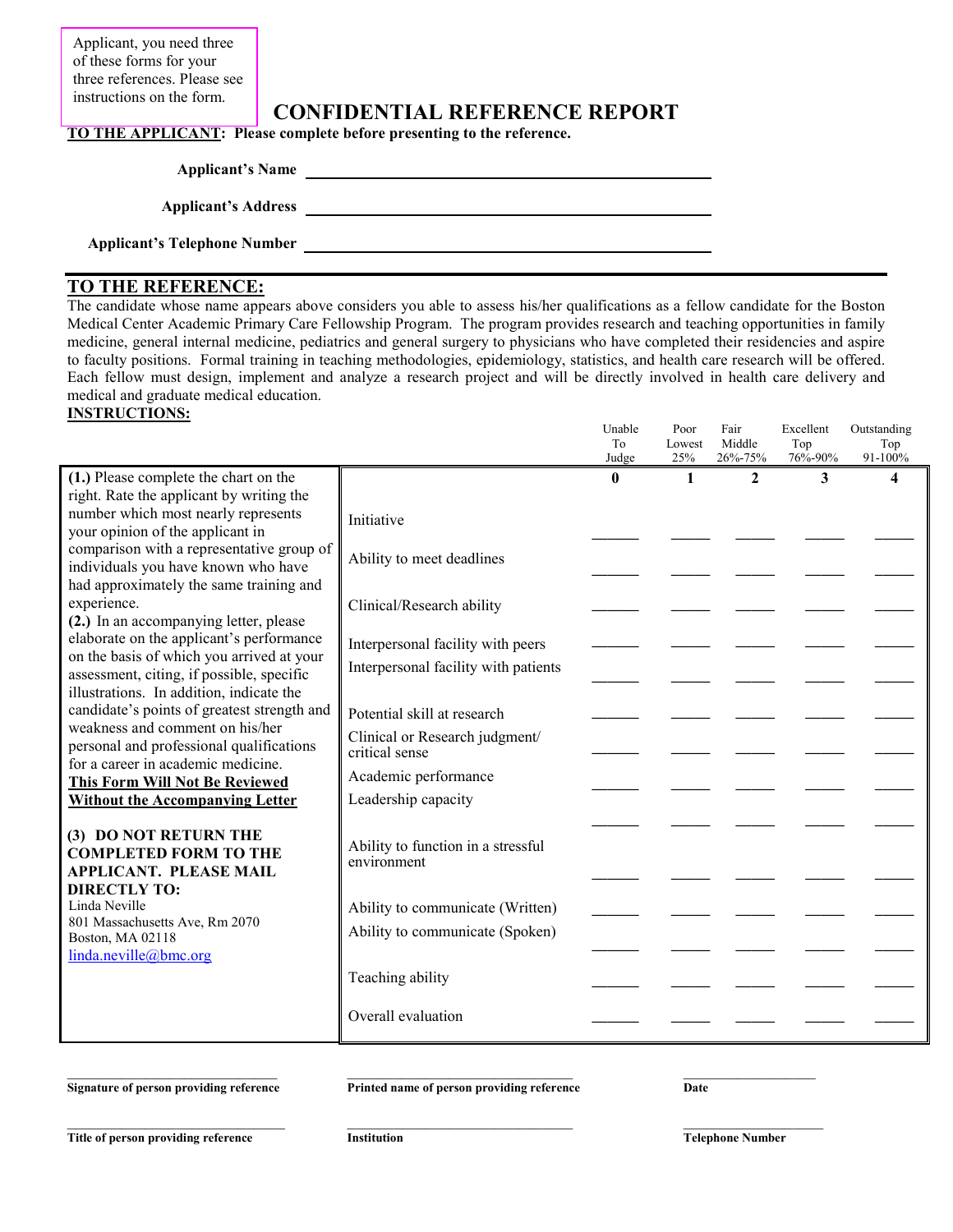Applicant, you need three of these forms for your three references. Please see instructions on the form.

# CONFIDENTIAL REFERENCE REPORT

**TO THE APPLICANT: Please complete before presenting to the reference.**

**Applicant's Name** ______________________________

**Applicant's Address** ______________________________

**Applicant's Telephone Number** ______________________________

## TO THE REFERENCE:

The candidate whose name appears above considers you able to assess his/her qualifications as a fellow candidate for the Boston Medical Center Academic Primary Care Fellowship Program. The program provides research and teaching opportunities in family medicine, general internal medicine, pediatrics and general surgery to physicians who have completed their residencies and aspire to faculty positions. Formal training in teaching methodologies, epidemiology, statistics, and health care research will be offered. Each fellow must design, implement and analyze a research project and will be directly involved in health care delivery and medical and graduate medical education.

**INSTRUCTIONS:**

**(1.)** Please complete the chart on the right. Rate the applicant by writing the number which most nearly represents your opinion of the applicant in comparison with a representative group of individuals you have known who have had approximately the same training and experience.

**(2.)** In an accompanying letter, please elaborate on the applicant's performance on the basis of which you arrived at your assessment, citing, if possible, specific illustrations. In addition, indicate the candidate's points of greatest strength and weakness and comment on his/her personal and professional qualifications for a career in academic medicine.

**This Form Will Not Be Reviewed Without the Accompanying Letter**

**(3) DO NOT RETURN THE COMPLETED FORM TO THE APPLICANT. PLEASE MAIL DIRECTLY TO:**

Linda Neville
801 Massachusetts Ave, Rm 2070
Boston, MA 02118
linda.neville@bmc.org

| | Unable To Judge | Poor Lowest 25% | Fair Middle 26%-75% | Excellent Top 76%-90% | Outstanding Top 91-100% |
|---|---|---|---|---|---|
| | **0** | **1** | **2** | **3** | **4** |
| Initiative | | | | | |
| Ability to meet deadlines | | | | | |
| Clinical/Research ability | | | | | |
| Interpersonal facility with peers | | | | | |
| Interpersonal facility with patients | | | | | |
| Potential skill at research | | | | | |
| Clinical or Research judgment/ critical sense | | | | | |
| Academic performance | | | | | |
| Leadership capacity | | | | | |
| Ability to function in a stressful environment | | | | | |
| Ability to communicate (Written) | | | | | |
| Ability to communicate (Spoken) | | | | | |
| Teaching ability | | | | | |
| Overall evaluation | | | | | |

______________________________ **Signature of person providing reference**

______________________________ **Printed name of person providing reference**

______________________________ **Date**

______________________________ **Title of person providing reference**

______________________________ **Institution**

______________________________ **Telephone Number**